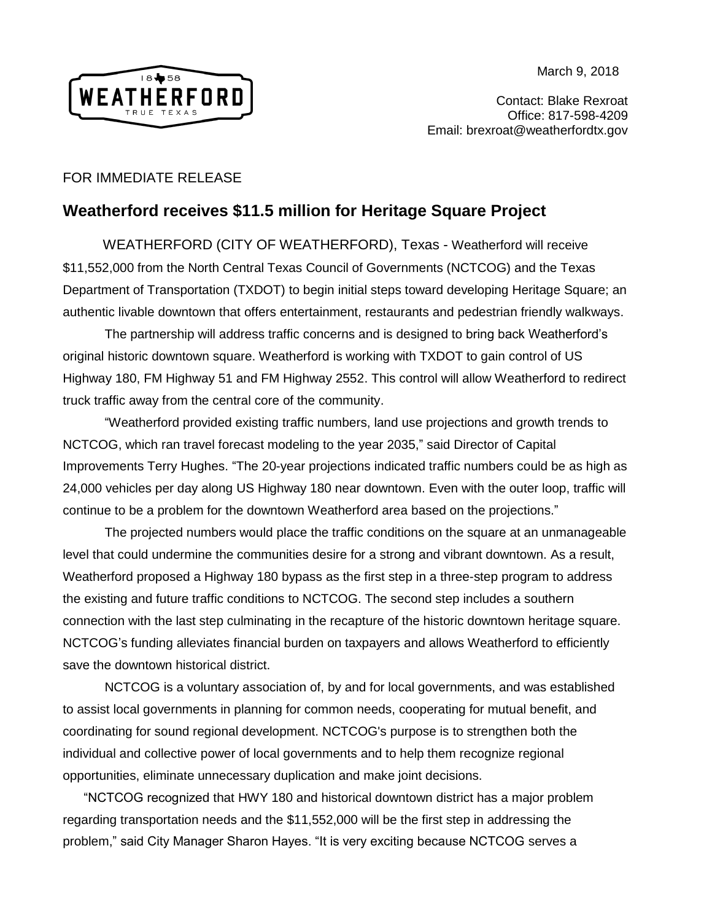March 9, 2018

Contact: Blake Rexroat
Office: 817-598-4209
Email: brexroat@weatherfordtx.gov

FOR IMMEDIATE RELEASE

## Weatherford receives $11.5 million for Heritage Square Project

WEATHERFORD (CITY OF WEATHERFORD), Texas - Weatherford will receive $11,552,000 from the North Central Texas Council of Governments (NCTCOG) and the Texas Department of Transportation (TXDOT) to begin initial steps toward developing Heritage Square; an authentic livable downtown that offers entertainment, restaurants and pedestrian friendly walkways.

The partnership will address traffic concerns and is designed to bring back Weatherford's original historic downtown square. Weatherford is working with TXDOT to gain control of US Highway 180, FM Highway 51 and FM Highway 2552. This control will allow Weatherford to redirect truck traffic away from the central core of the community.

"Weatherford provided existing traffic numbers, land use projections and growth trends to NCTCOG, which ran travel forecast modeling to the year 2035," said Director of Capital Improvements Terry Hughes. "The 20-year projections indicated traffic numbers could be as high as 24,000 vehicles per day along US Highway 180 near downtown. Even with the outer loop, traffic will continue to be a problem for the downtown Weatherford area based on the projections."

The projected numbers would place the traffic conditions on the square at an unmanageable level that could undermine the communities desire for a strong and vibrant downtown. As a result, Weatherford proposed a Highway 180 bypass as the first step in a three-step program to address the existing and future traffic conditions to NCTCOG. The second step includes a southern connection with the last step culminating in the recapture of the historic downtown heritage square. NCTCOG's funding alleviates financial burden on taxpayers and allows Weatherford to efficiently save the downtown historical district.

NCTCOG is a voluntary association of, by and for local governments, and was established to assist local governments in planning for common needs, cooperating for mutual benefit, and coordinating for sound regional development. NCTCOG's purpose is to strengthen both the individual and collective power of local governments and to help them recognize regional opportunities, eliminate unnecessary duplication and make joint decisions.

"NCTCOG recognized that HWY 180 and historical downtown district has a major problem regarding transportation needs and the $11,552,000 will be the first step in addressing the problem," said City Manager Sharon Hayes. "It is very exciting because NCTCOG serves a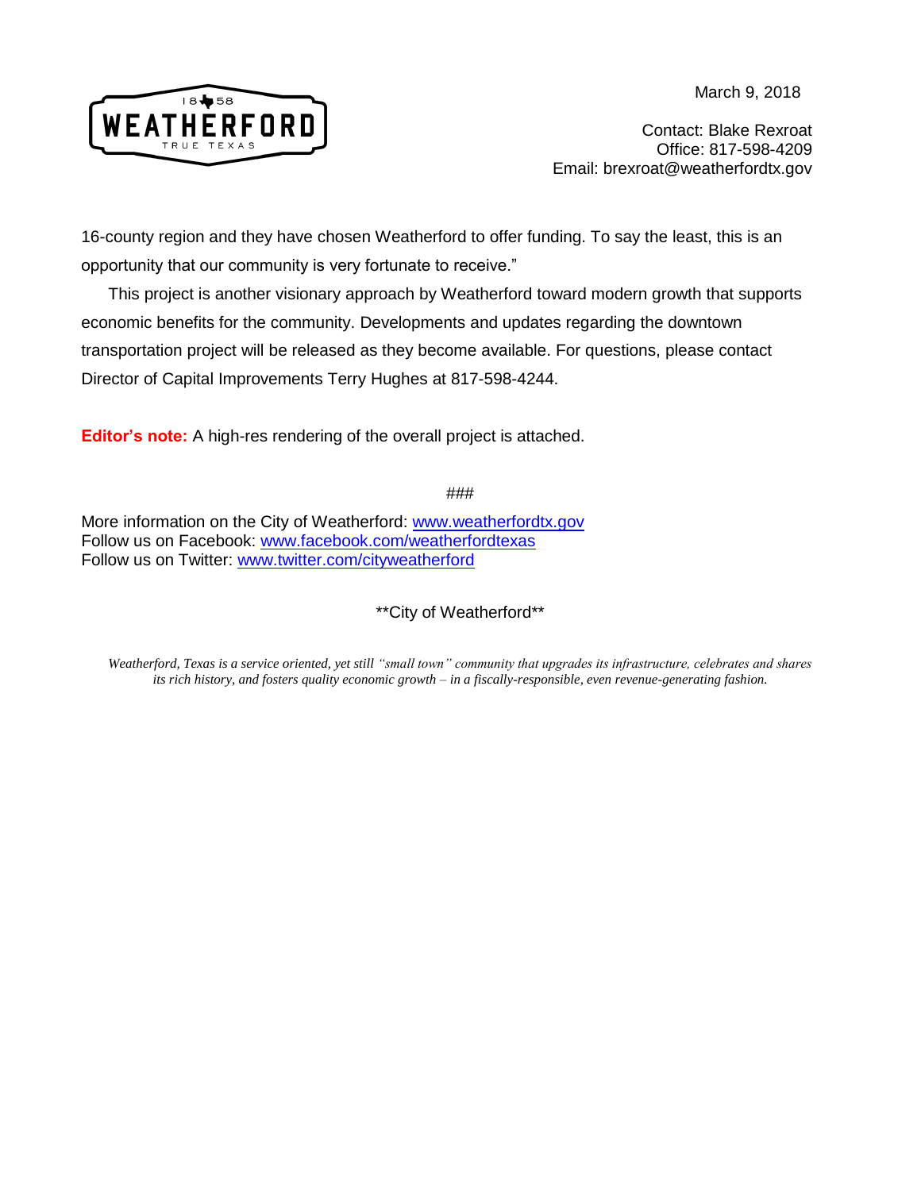March 9, 2018

Contact: Blake Rexroat
Office: 817-598-4209
Email: brexroat@weatherfordtx.gov

16-county region and they have chosen Weatherford to offer funding. To say the least, this is an opportunity that our community is very fortunate to receive."

This project is another visionary approach by Weatherford toward modern growth that supports economic benefits for the community. Developments and updates regarding the downtown transportation project will be released as they become available. For questions, please contact Director of Capital Improvements Terry Hughes at 817-598-4244.

**Editor's note:** A high-res rendering of the overall project is attached.

###

More information on the City of Weatherford: [www.weatherfordtx.gov](http://www.weatherfordtx.gov)
Follow us on Facebook: [www.facebook.com/weatherfordtexas](http://www.facebook.com/weatherfordtexas)
Follow us on Twitter: [www.twitter.com/cityweatherford](http://www.twitter.com/cityweatherford)

**City of Weatherford**

*Weatherford, Texas is a service oriented, yet still "small town" community that upgrades its infrastructure, celebrates and shares its rich history, and fosters quality economic growth – in a fiscally-responsible, even revenue-generating fashion.*